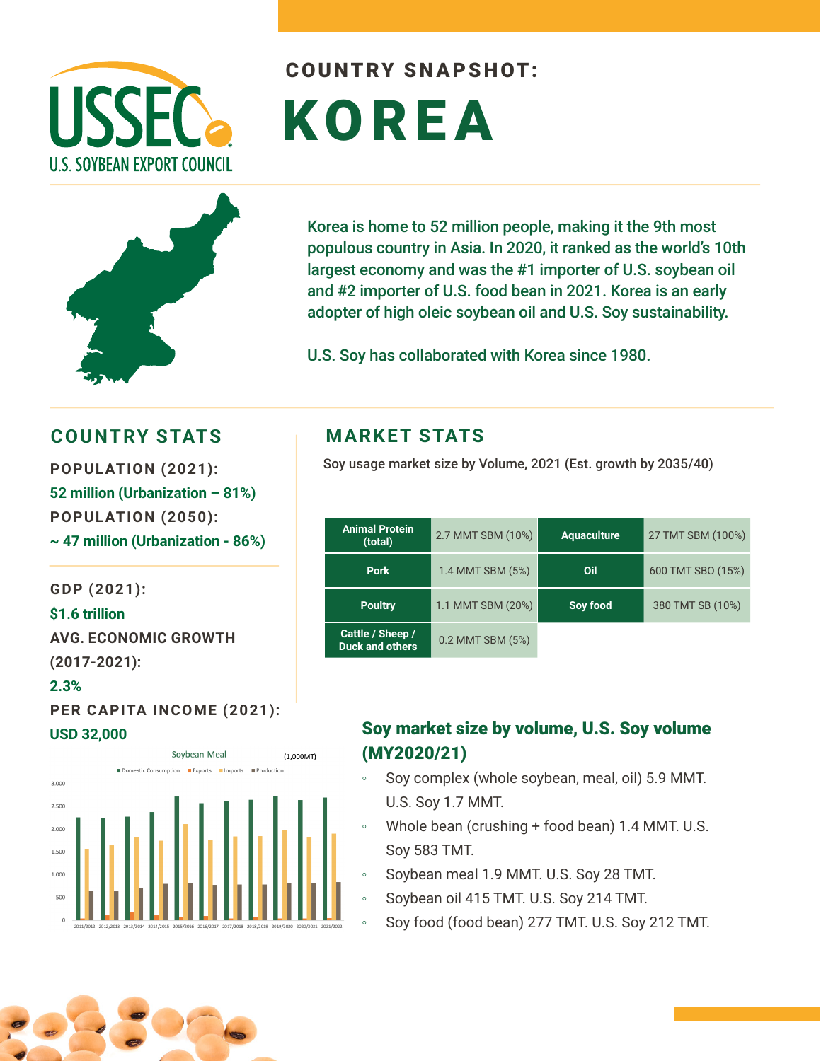# COUNTRY SNAPSHOT: KOREA

Korea is home to 52 million people, making it the 9th most populous country in Asia. In 2020, it ranked as the world's 10th largest economy and was the #1 importer of U.S. soybean oil and #2 importer of U.S. food bean in 2021. Korea is an early adopter of high oleic soybean oil and U.S. Soy sustainability.

U.S. Soy has collaborated with Korea since 1980.

## COUNTRY STATS

**POPULATION (2021):**
52 million (Urbanization – 81%)

**POPULATION (2050):**
~ 47 million (Urbanization - 86%)

**GDP (2021):**
$1.6 trillion

**AVG. ECONOMIC GROWTH (2017-2021):**
2.3%

**PER CAPITA INCOME (2021):**
USD 32,000

## MARKET STATS

Soy usage market size by Volume, 2021 (Est. growth by 2035/40)

| Animal Protein (total) | 2.7 MMT SBM (10%) | Aquaculture | 27 TMT SBM (100%) |
|---|---|---|---|
| Pork | 1.4 MMT SBM (5%) | Oil | 600 TMT SBO (15%) |
| Poultry | 1.1 MMT SBM (20%) | Soy food | 380 TMT SB (10%) |
| Cattle / Sheep / Duck and others | 0.2 MMT SBM (5%) | | |

### Soy market size by volume, U.S. Soy volume (MY2020/21)

- Soy complex (whole soybean, meal, oil) 5.9 MMT. U.S. Soy 1.7 MMT.
- Whole bean (crushing + food bean) 1.4 MMT. U.S. Soy 583 TMT.
- Soybean meal 1.9 MMT. U.S. Soy 28 TMT.
- Soybean oil 415 TMT. U.S. Soy 214 TMT.
- Soy food (food bean) 277 TMT. U.S. Soy 212 TMT.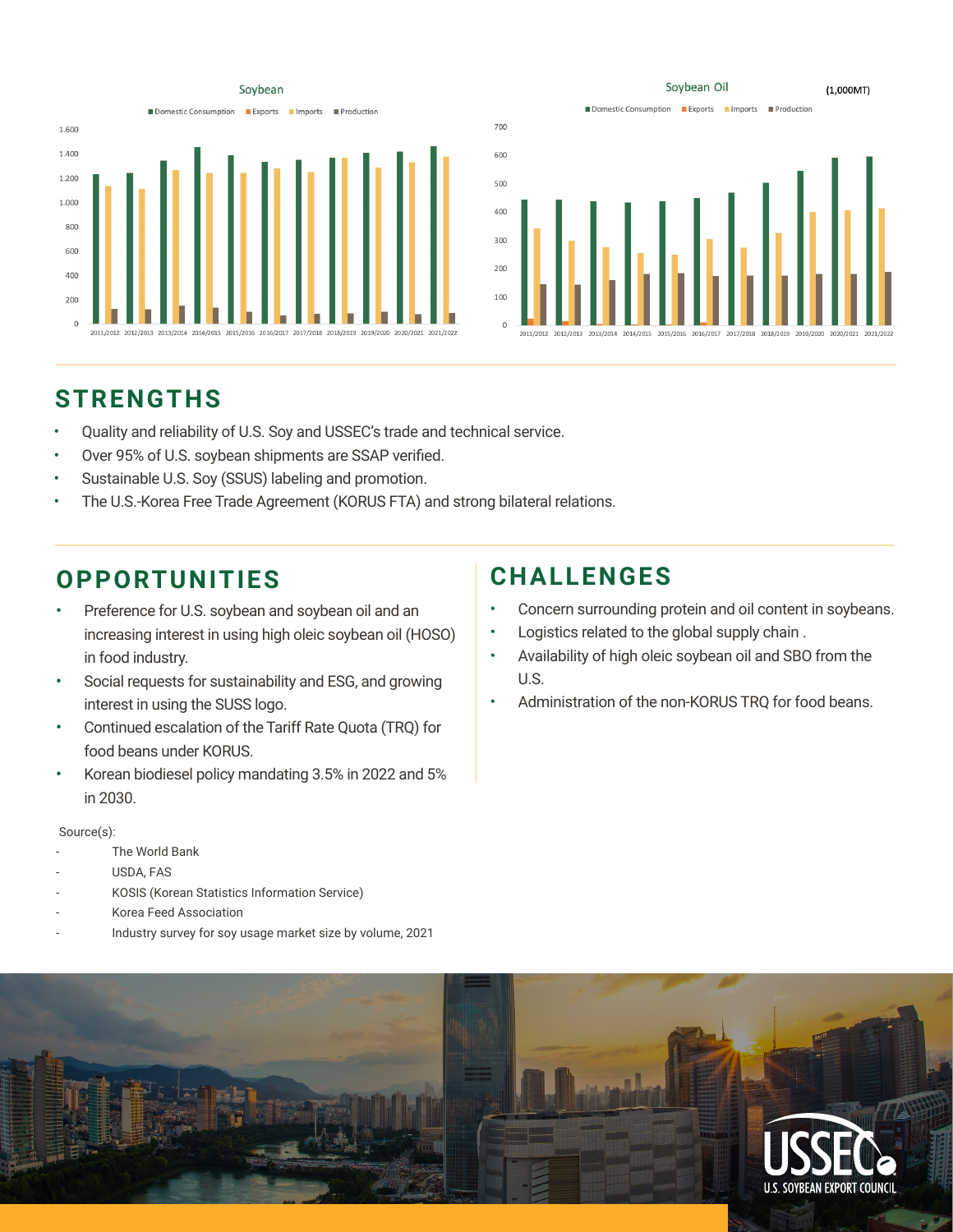Soybean

Domestic Consumption · Exports · Imports · Production

1.600
1.400
1.200
1.000
800
600
400
200
0

2011/2012 2012/2013 2013/2014 2014/2015 2015/2016 2016/2017 2017/2018 2018/2019 2019/2020 2020/2021 2021/2022

Soybean Oil

(1,000MT)

Domestic Consumption · Exports · Imports · Production

700
600
500
400
300
200
100
0

2011/2012 2012/2013 2013/2014 2014/2015 2015/2016 2016/2017 2017/2018 2018/2019 2019/2020 2020/2021 2021/2022

## STRENGTHS

- Quality and reliability of U.S. Soy and USSEC's trade and technical service.
- Over 95% of U.S. soybean shipments are SSAP verified.
- Sustainable U.S. Soy (SSUS) labeling and promotion.
- The U.S.-Korea Free Trade Agreement (KORUS FTA) and strong bilateral relations.

## OPPORTUNITIES

- Preference for U.S. soybean and soybean oil and an increasing interest in using high oleic soybean oil (HOSO) in food industry.
- Social requests for sustainability and ESG, and growing interest in using the SUSS logo.
- Continued escalation of the Tariff Rate Quota (TRQ) for food beans under KORUS.
- Korean biodiesel policy mandating 3.5% in 2022 and 5% in 2030.

## CHALLENGES

- Concern surrounding protein and oil content in soybeans.
- Logistics related to the global supply chain .
- Availability of high oleic soybean oil and SBO from the U.S.
- Administration of the non-KORUS TRQ for food beans.

Source(s):

- The World Bank
- USDA, FAS
- KOSIS (Korean Statistics Information Service)
- Korea Feed Association
- Industry survey for soy usage market size by volume, 2021

USSEC U.S. SOYBEAN EXPORT COUNCIL